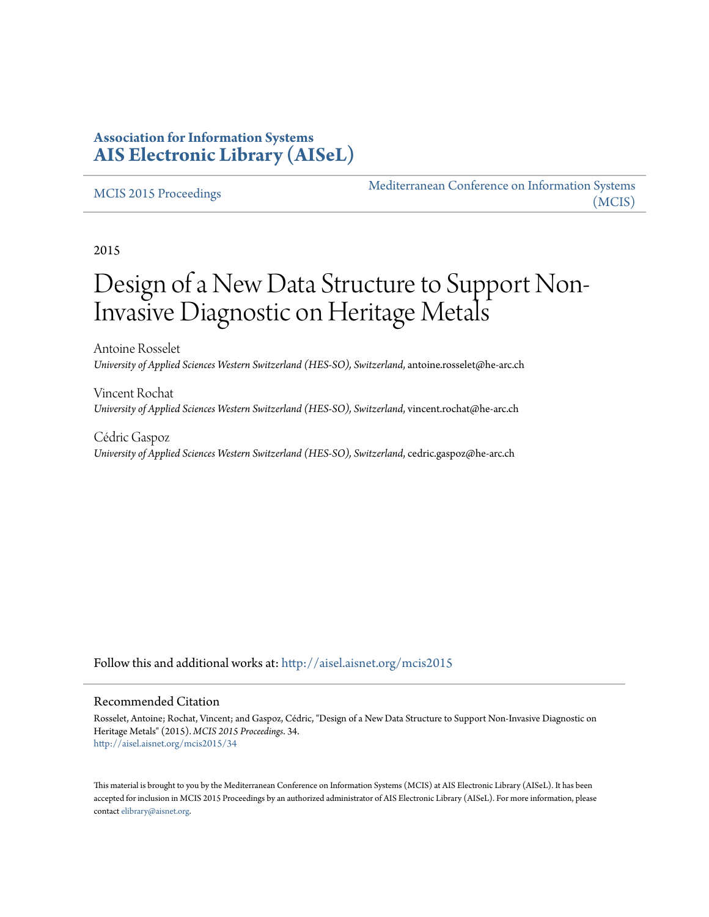**Association for Information Systems**
**AIS Electronic Library (AISeL)**

MCIS 2015 Proceedings

Mediterranean Conference on Information Systems (MCIS)

2015

# Design of a New Data Structure to Support Non-Invasive Diagnostic on Heritage Metals

Antoine Rosselet
*University of Applied Sciences Western Switzerland (HES-SO), Switzerland*, antoine.rosselet@he-arc.ch

Vincent Rochat
*University of Applied Sciences Western Switzerland (HES-SO), Switzerland*, vincent.rochat@he-arc.ch

Cédric Gaspoz
*University of Applied Sciences Western Switzerland (HES-SO), Switzerland*, cedric.gaspoz@he-arc.ch

Follow this and additional works at: http://aisel.aisnet.org/mcis2015

## Recommended Citation

Rosselet, Antoine; Rochat, Vincent; and Gaspoz, Cédric, "Design of a New Data Structure to Support Non-Invasive Diagnostic on Heritage Metals" (2015). *MCIS 2015 Proceedings*. 34.
http://aisel.aisnet.org/mcis2015/34

This material is brought to you by the Mediterranean Conference on Information Systems (MCIS) at AIS Electronic Library (AISeL). It has been accepted for inclusion in MCIS 2015 Proceedings by an authorized administrator of AIS Electronic Library (AISeL). For more information, please contact elibrary@aisnet.org.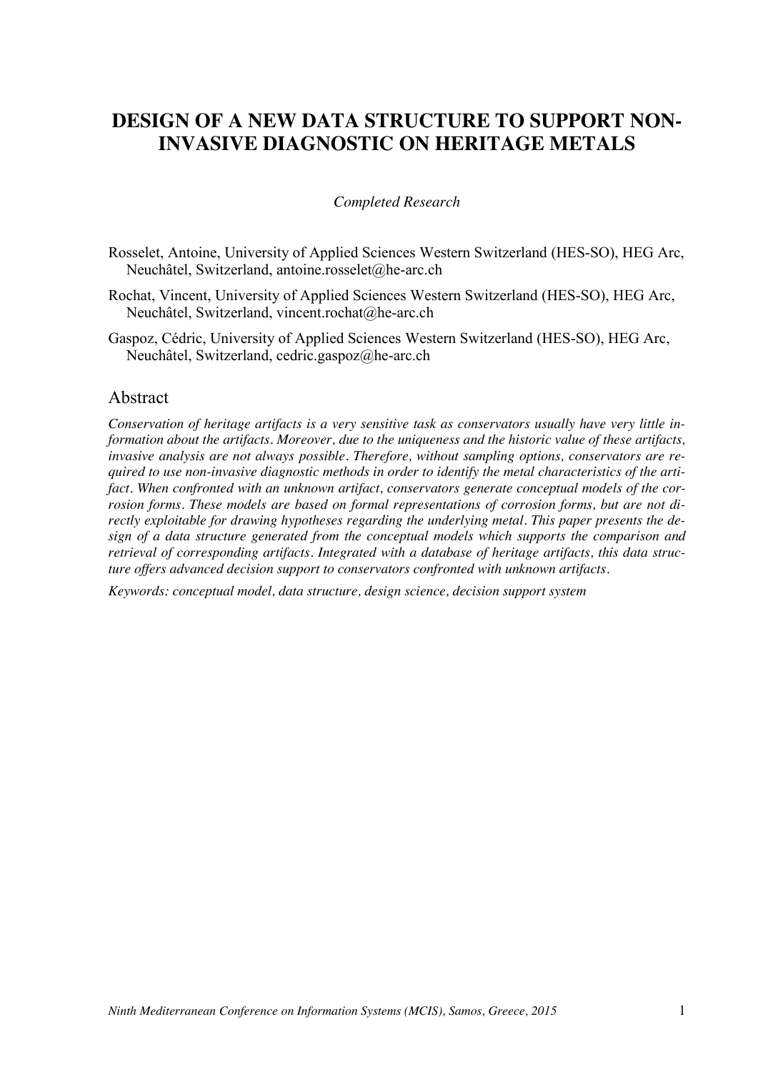# DESIGN OF A NEW DATA STRUCTURE TO SUPPORT NON-INVASIVE DIAGNOSTIC ON HERITAGE METALS

*Completed Research*

Rosselet, Antoine, University of Applied Sciences Western Switzerland (HES-SO), HEG Arc, Neuchâtel, Switzerland, antoine.rosselet@he-arc.ch

Rochat, Vincent, University of Applied Sciences Western Switzerland (HES-SO), HEG Arc, Neuchâtel, Switzerland, vincent.rochat@he-arc.ch

Gaspoz, Cédric, University of Applied Sciences Western Switzerland (HES-SO), HEG Arc, Neuchâtel, Switzerland, cedric.gaspoz@he-arc.ch

## Abstract

*Conservation of heritage artifacts is a very sensitive task as conservators usually have very little information about the artifacts. Moreover, due to the uniqueness and the historic value of these artifacts, invasive analysis are not always possible. Therefore, without sampling options, conservators are required to use non-invasive diagnostic methods in order to identify the metal characteristics of the artifact. When confronted with an unknown artifact, conservators generate conceptual models of the corrosion forms. These models are based on formal representations of corrosion forms, but are not directly exploitable for drawing hypotheses regarding the underlying metal. This paper presents the design of a data structure generated from the conceptual models which supports the comparison and retrieval of corresponding artifacts. Integrated with a database of heritage artifacts, this data structure offers advanced decision support to conservators confronted with unknown artifacts.*

*Keywords: conceptual model, data structure, design science, decision support system*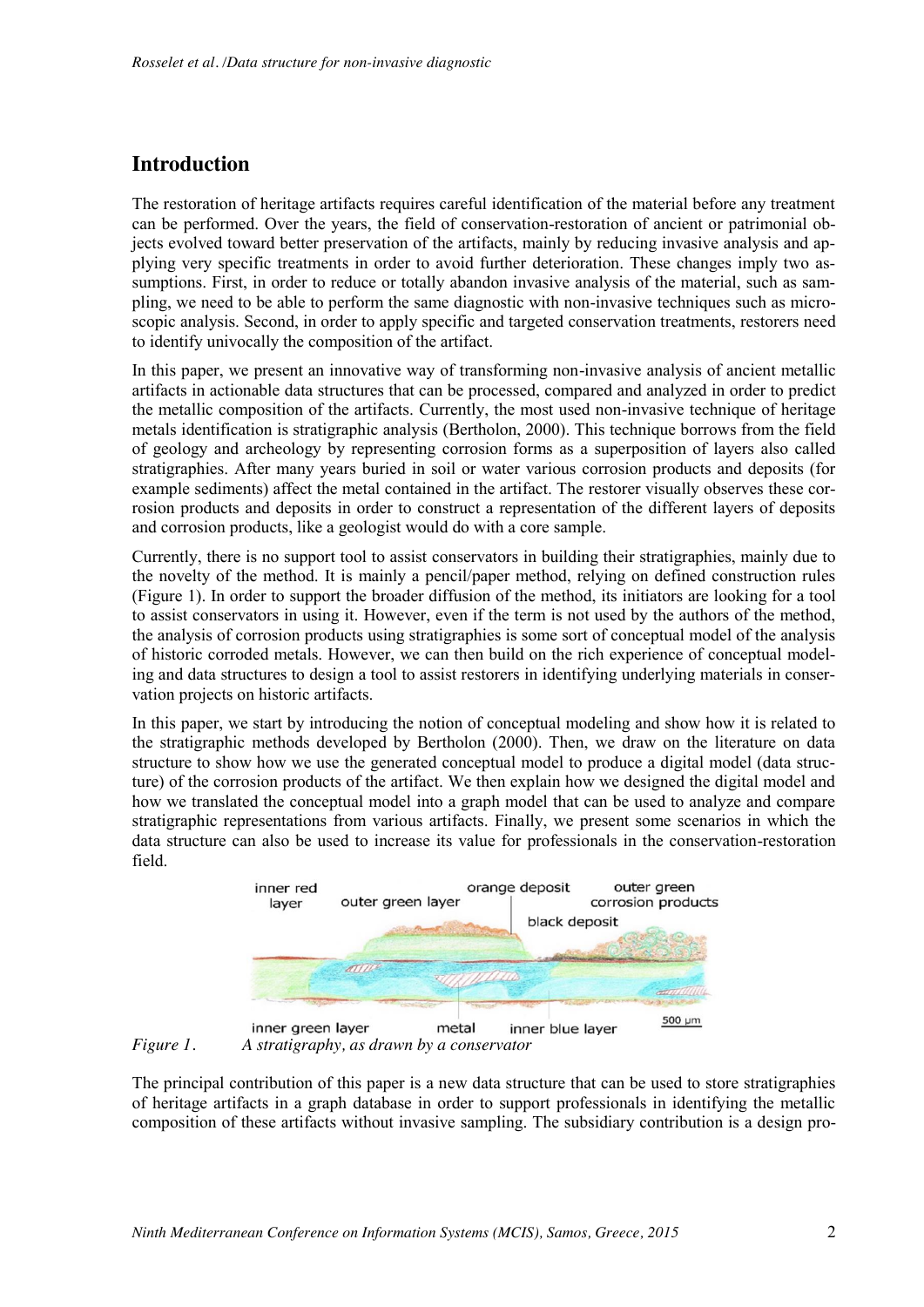## Introduction

The restoration of heritage artifacts requires careful identification of the material before any treatment can be performed. Over the years, the field of conservation-restoration of ancient or patrimonial objects evolved toward better preservation of the artifacts, mainly by reducing invasive analysis and applying very specific treatments in order to avoid further deterioration. These changes imply two assumptions. First, in order to reduce or totally abandon invasive analysis of the material, such as sampling, we need to be able to perform the same diagnostic with non-invasive techniques such as microscopic analysis. Second, in order to apply specific and targeted conservation treatments, restorers need to identify univocally the composition of the artifact.

In this paper, we present an innovative way of transforming non-invasive analysis of ancient metallic artifacts in actionable data structures that can be processed, compared and analyzed in order to predict the metallic composition of the artifacts. Currently, the most used non-invasive technique of heritage metals identification is stratigraphic analysis (Bertholon, 2000). This technique borrows from the field of geology and archeology by representing corrosion forms as a superposition of layers also called stratigraphies. After many years buried in soil or water various corrosion products and deposits (for example sediments) affect the metal contained in the artifact. The restorer visually observes these corrosion products and deposits in order to construct a representation of the different layers of deposits and corrosion products, like a geologist would do with a core sample.

Currently, there is no support tool to assist conservators in building their stratigraphies, mainly due to the novelty of the method. It is mainly a pencil/paper method, relying on defined construction rules (Figure 1). In order to support the broader diffusion of the method, its initiators are looking for a tool to assist conservators in using it. However, even if the term is not used by the authors of the method, the analysis of corrosion products using stratigraphies is some sort of conceptual model of the analysis of historic corroded metals. However, we can then build on the rich experience of conceptual modeling and data structures to design a tool to assist restorers in identifying underlying materials in conservation projects on historic artifacts.

In this paper, we start by introducing the notion of conceptual modeling and show how it is related to the stratigraphic methods developed by Bertholon (2000). Then, we draw on the literature on data structure to show how we use the generated conceptual model to produce a digital model (data structure) of the corrosion products of the artifact. We then explain how we designed the digital model and how we translated the conceptual model into a graph model that can be used to analyze and compare stratigraphic representations from various artifacts. Finally, we present some scenarios in which the data structure can also be used to increase its value for professionals in the conservation-restoration field.

*Figure 1. A stratigraphy, as drawn by a conservator*

The principal contribution of this paper is a new data structure that can be used to store stratigraphies of heritage artifacts in a graph database in order to support professionals in identifying the metallic composition of these artifacts without invasive sampling. The subsidiary contribution is a design pro-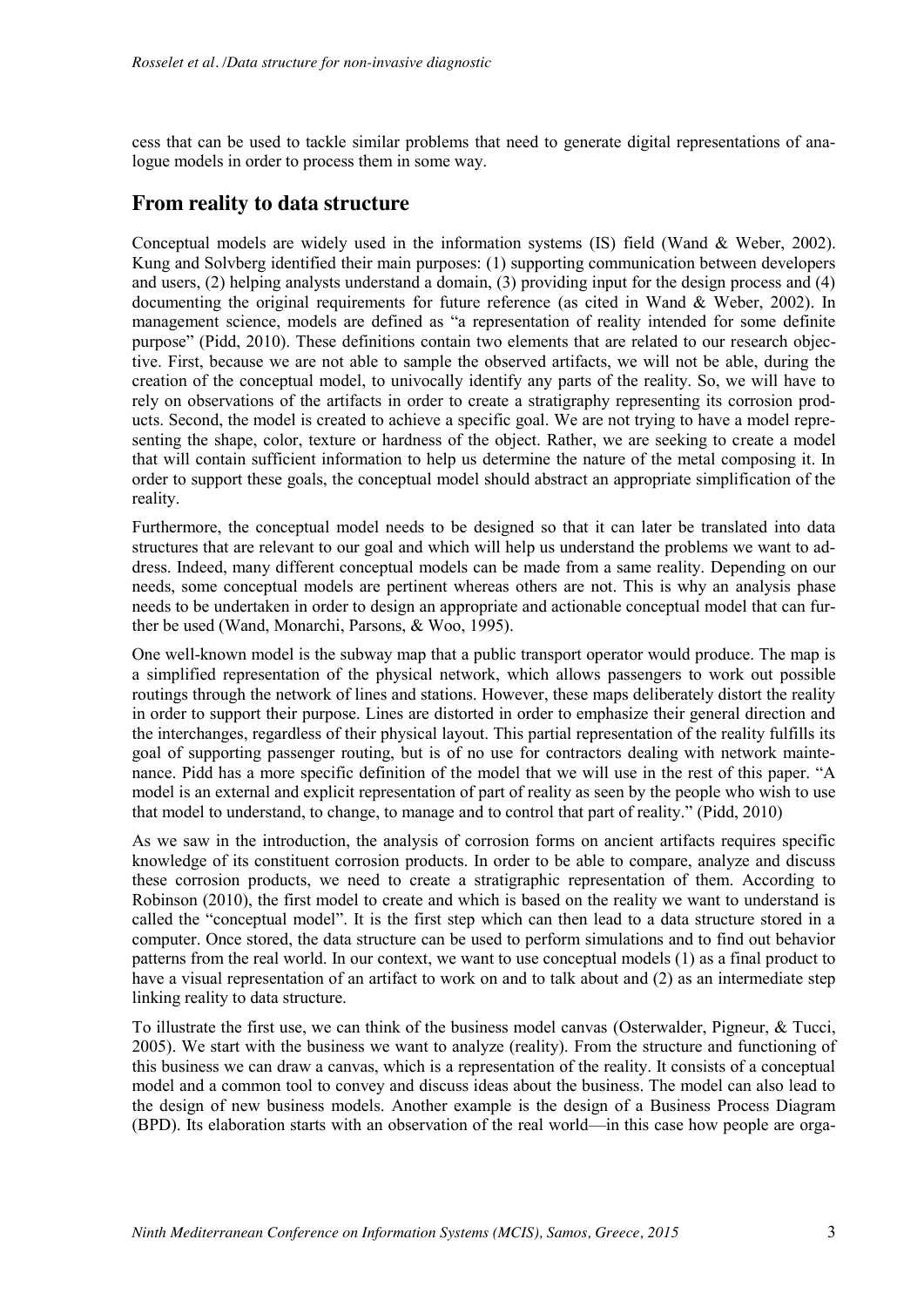cess that can be used to tackle similar problems that need to generate digital representations of analogue models in order to process them in some way.

## From reality to data structure

Conceptual models are widely used in the information systems (IS) field (Wand & Weber, 2002). Kung and Solvberg identified their main purposes: (1) supporting communication between developers and users, (2) helping analysts understand a domain, (3) providing input for the design process and (4) documenting the original requirements for future reference (as cited in Wand & Weber, 2002). In management science, models are defined as "a representation of reality intended for some definite purpose" (Pidd, 2010). These definitions contain two elements that are related to our research objective. First, because we are not able to sample the observed artifacts, we will not be able, during the creation of the conceptual model, to univocally identify any parts of the reality. So, we will have to rely on observations of the artifacts in order to create a stratigraphy representing its corrosion products. Second, the model is created to achieve a specific goal. We are not trying to have a model representing the shape, color, texture or hardness of the object. Rather, we are seeking to create a model that will contain sufficient information to help us determine the nature of the metal composing it. In order to support these goals, the conceptual model should abstract an appropriate simplification of the reality.

Furthermore, the conceptual model needs to be designed so that it can later be translated into data structures that are relevant to our goal and which will help us understand the problems we want to address. Indeed, many different conceptual models can be made from a same reality. Depending on our needs, some conceptual models are pertinent whereas others are not. This is why an analysis phase needs to be undertaken in order to design an appropriate and actionable conceptual model that can further be used (Wand, Monarchi, Parsons, & Woo, 1995).

One well-known model is the subway map that a public transport operator would produce. The map is a simplified representation of the physical network, which allows passengers to work out possible routings through the network of lines and stations. However, these maps deliberately distort the reality in order to support their purpose. Lines are distorted in order to emphasize their general direction and the interchanges, regardless of their physical layout. This partial representation of the reality fulfills its goal of supporting passenger routing, but is of no use for contractors dealing with network maintenance. Pidd has a more specific definition of the model that we will use in the rest of this paper. "A model is an external and explicit representation of part of reality as seen by the people who wish to use that model to understand, to change, to manage and to control that part of reality." (Pidd, 2010)

As we saw in the introduction, the analysis of corrosion forms on ancient artifacts requires specific knowledge of its constituent corrosion products. In order to be able to compare, analyze and discuss these corrosion products, we need to create a stratigraphic representation of them. According to Robinson (2010), the first model to create and which is based on the reality we want to understand is called the "conceptual model". It is the first step which can then lead to a data structure stored in a computer. Once stored, the data structure can be used to perform simulations and to find out behavior patterns from the real world. In our context, we want to use conceptual models (1) as a final product to have a visual representation of an artifact to work on and to talk about and (2) as an intermediate step linking reality to data structure.

To illustrate the first use, we can think of the business model canvas (Osterwalder, Pigneur, & Tucci, 2005). We start with the business we want to analyze (reality). From the structure and functioning of this business we can draw a canvas, which is a representation of the reality. It consists of a conceptual model and a common tool to convey and discuss ideas about the business. The model can also lead to the design of new business models. Another example is the design of a Business Process Diagram (BPD). Its elaboration starts with an observation of the real world—in this case how people are orga-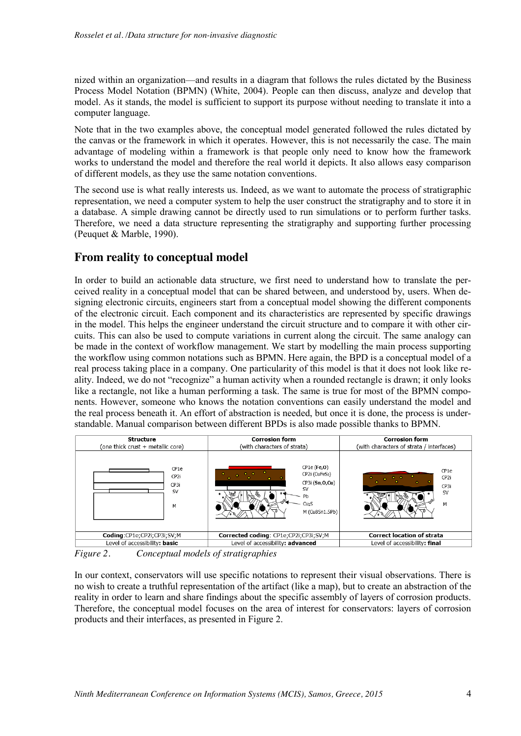nized within an organization—and results in a diagram that follows the rules dictated by the Business Process Model Notation (BPMN) (White, 2004). People can then discuss, analyze and develop that model. As it stands, the model is sufficient to support its purpose without needing to translate it into a computer language.

Note that in the two examples above, the conceptual model generated followed the rules dictated by the canvas or the framework in which it operates. However, this is not necessarily the case. The main advantage of modeling within a framework is that people only need to know how the framework works to understand the model and therefore the real world it depicts. It also allows easy comparison of different models, as they use the same notation conventions.

The second use is what really interests us. Indeed, as we want to automate the process of stratigraphic representation, we need a computer system to help the user construct the stratigraphy and to store it in a database. A simple drawing cannot be directly used to run simulations or to perform further tasks. Therefore, we need a data structure representing the stratigraphy and supporting further processing (Peuquet & Marble, 1990).

## From reality to conceptual model

In order to build an actionable data structure, we first need to understand how to translate the perceived reality in a conceptual model that can be shared between, and understood by, users. When designing electronic circuits, engineers start from a conceptual model showing the different components of the electronic circuit. Each component and its characteristics are represented by specific drawings in the model. This helps the engineer understand the circuit structure and to compare it with other circuits. This can also be used to compute variations in current along the circuit. The same analogy can be made in the context of workflow management. We start by modelling the main process supporting the workflow using common notations such as BPMN. Here again, the BPD is a conceptual model of a real process taking place in a company. One particularity of this model is that it does not look like reality. Indeed, we do not "recognize" a human activity when a rounded rectangle is drawn; it only looks like a rectangle, not like a human performing a task. The same is true for most of the BPMN components. However, someone who knows the notation conventions can easily understand the model and the real process beneath it. An effort of abstraction is needed, but once it is done, the process is understandable. Manual comparison between different BPDs is also made possible thanks to BPMN.

| **Structure** (one thick crust + metallic core) | **Corrosion form** (with characters of strata) | **Corrosion form** (with characters of strata / interfaces) |
|---|---|---|
| CP1e, CP2i, CP3i, SV, M | CP1e (Fe,O), CP2i ($CuFeS_2$), CP3i (Sn,O,Cu), SV, Pb, $Cu_2S$, M ($Cu_8Sn_{1.5}Pb$) | CP1e, CP2i, CP3i, SV, M |
| **Coding**:CP1e;CP2i;CP3i;SV;M | **Corrected coding**: CP1e;CP2i;CP3i;SV;M | **Correct location of strata** |
| Level of accessibility: **basic** | Level of accessibility: **advanced** | Level of accessibility: **final** |

*Figure 2. Conceptual models of stratigraphies*

In our context, conservators will use specific notations to represent their visual observations. There is no wish to create a truthful representation of the artifact (like a map), but to create an abstraction of the reality in order to learn and share findings about the specific assembly of layers of corrosion products. Therefore, the conceptual model focuses on the area of interest for conservators: layers of corrosion products and their interfaces, as presented in Figure 2.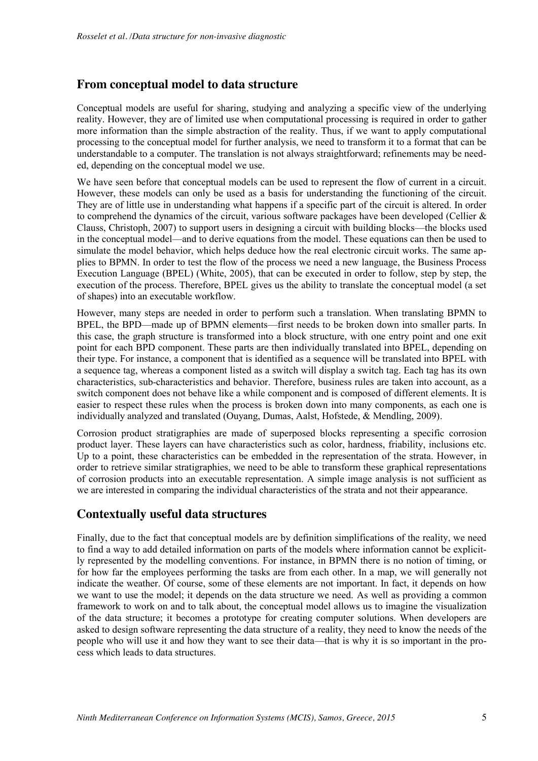## From conceptual model to data structure

Conceptual models are useful for sharing, studying and analyzing a specific view of the underlying reality. However, they are of limited use when computational processing is required in order to gather more information than the simple abstraction of the reality. Thus, if we want to apply computational processing to the conceptual model for further analysis, we need to transform it to a format that can be understandable to a computer. The translation is not always straightforward; refinements may be needed, depending on the conceptual model we use.

We have seen before that conceptual models can be used to represent the flow of current in a circuit. However, these models can only be used as a basis for understanding the functioning of the circuit. They are of little use in understanding what happens if a specific part of the circuit is altered. In order to comprehend the dynamics of the circuit, various software packages have been developed (Cellier & Clauss, Christoph, 2007) to support users in designing a circuit with building blocks—the blocks used in the conceptual model—and to derive equations from the model. These equations can then be used to simulate the model behavior, which helps deduce how the real electronic circuit works. The same applies to BPMN. In order to test the flow of the process we need a new language, the Business Process Execution Language (BPEL) (White, 2005), that can be executed in order to follow, step by step, the execution of the process. Therefore, BPEL gives us the ability to translate the conceptual model (a set of shapes) into an executable workflow.

However, many steps are needed in order to perform such a translation. When translating BPMN to BPEL, the BPD—made up of BPMN elements—first needs to be broken down into smaller parts. In this case, the graph structure is transformed into a block structure, with one entry point and one exit point for each BPD component. These parts are then individually translated into BPEL, depending on their type. For instance, a component that is identified as a sequence will be translated into BPEL with a sequence tag, whereas a component listed as a switch will display a switch tag. Each tag has its own characteristics, sub-characteristics and behavior. Therefore, business rules are taken into account, as a switch component does not behave like a while component and is composed of different elements. It is easier to respect these rules when the process is broken down into many components, as each one is individually analyzed and translated (Ouyang, Dumas, Aalst, Hofstede, & Mendling, 2009).

Corrosion product stratigraphies are made of superposed blocks representing a specific corrosion product layer. These layers can have characteristics such as color, hardness, friability, inclusions etc. Up to a point, these characteristics can be embedded in the representation of the strata. However, in order to retrieve similar stratigraphies, we need to be able to transform these graphical representations of corrosion products into an executable representation. A simple image analysis is not sufficient as we are interested in comparing the individual characteristics of the strata and not their appearance.

## Contextually useful data structures

Finally, due to the fact that conceptual models are by definition simplifications of the reality, we need to find a way to add detailed information on parts of the models where information cannot be explicitly represented by the modelling conventions. For instance, in BPMN there is no notion of timing, or for how far the employees performing the tasks are from each other. In a map, we will generally not indicate the weather. Of course, some of these elements are not important. In fact, it depends on how we want to use the model; it depends on the data structure we need. As well as providing a common framework to work on and to talk about, the conceptual model allows us to imagine the visualization of the data structure; it becomes a prototype for creating computer solutions. When developers are asked to design software representing the data structure of a reality, they need to know the needs of the people who will use it and how they want to see their data—that is why it is so important in the process which leads to data structures.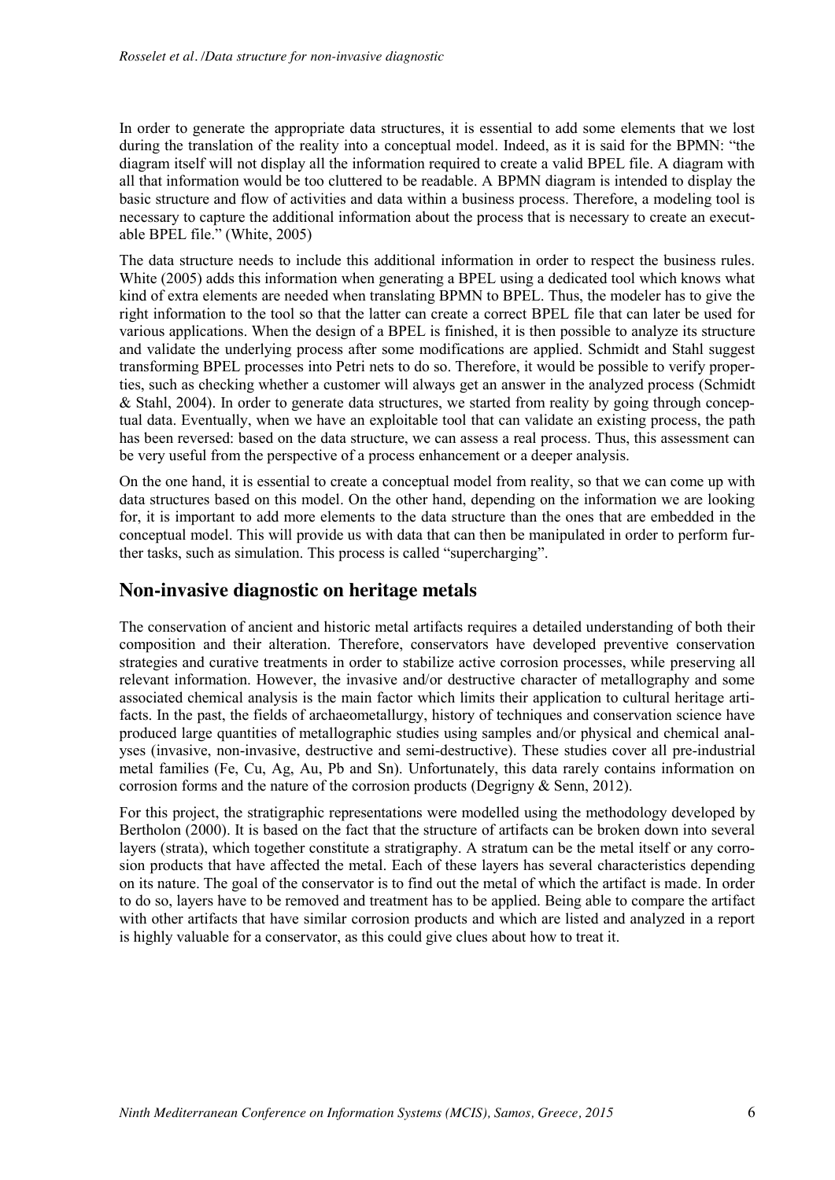In order to generate the appropriate data structures, it is essential to add some elements that we lost during the translation of the reality into a conceptual model. Indeed, as it is said for the BPMN: "the diagram itself will not display all the information required to create a valid BPEL file. A diagram with all that information would be too cluttered to be readable. A BPMN diagram is intended to display the basic structure and flow of activities and data within a business process. Therefore, a modeling tool is necessary to capture the additional information about the process that is necessary to create an executable BPEL file." (White, 2005)

The data structure needs to include this additional information in order to respect the business rules. White (2005) adds this information when generating a BPEL using a dedicated tool which knows what kind of extra elements are needed when translating BPMN to BPEL. Thus, the modeler has to give the right information to the tool so that the latter can create a correct BPEL file that can later be used for various applications. When the design of a BPEL is finished, it is then possible to analyze its structure and validate the underlying process after some modifications are applied. Schmidt and Stahl suggest transforming BPEL processes into Petri nets to do so. Therefore, it would be possible to verify properties, such as checking whether a customer will always get an answer in the analyzed process (Schmidt & Stahl, 2004). In order to generate data structures, we started from reality by going through conceptual data. Eventually, when we have an exploitable tool that can validate an existing process, the path has been reversed: based on the data structure, we can assess a real process. Thus, this assessment can be very useful from the perspective of a process enhancement or a deeper analysis.

On the one hand, it is essential to create a conceptual model from reality, so that we can come up with data structures based on this model. On the other hand, depending on the information we are looking for, it is important to add more elements to the data structure than the ones that are embedded in the conceptual model. This will provide us with data that can then be manipulated in order to perform further tasks, such as simulation. This process is called "supercharging".

## Non-invasive diagnostic on heritage metals

The conservation of ancient and historic metal artifacts requires a detailed understanding of both their composition and their alteration. Therefore, conservators have developed preventive conservation strategies and curative treatments in order to stabilize active corrosion processes, while preserving all relevant information. However, the invasive and/or destructive character of metallography and some associated chemical analysis is the main factor which limits their application to cultural heritage artifacts. In the past, the fields of archaeometallurgy, history of techniques and conservation science have produced large quantities of metallographic studies using samples and/or physical and chemical analyses (invasive, non-invasive, destructive and semi-destructive). These studies cover all pre-industrial metal families (Fe, Cu, Ag, Au, Pb and Sn). Unfortunately, this data rarely contains information on corrosion forms and the nature of the corrosion products (Degrigny & Senn, 2012).

For this project, the stratigraphic representations were modelled using the methodology developed by Bertholon (2000). It is based on the fact that the structure of artifacts can be broken down into several layers (strata), which together constitute a stratigraphy. A stratum can be the metal itself or any corrosion products that have affected the metal. Each of these layers has several characteristics depending on its nature. The goal of the conservator is to find out the metal of which the artifact is made. In order to do so, layers have to be removed and treatment has to be applied. Being able to compare the artifact with other artifacts that have similar corrosion products and which are listed and analyzed in a report is highly valuable for a conservator, as this could give clues about how to treat it.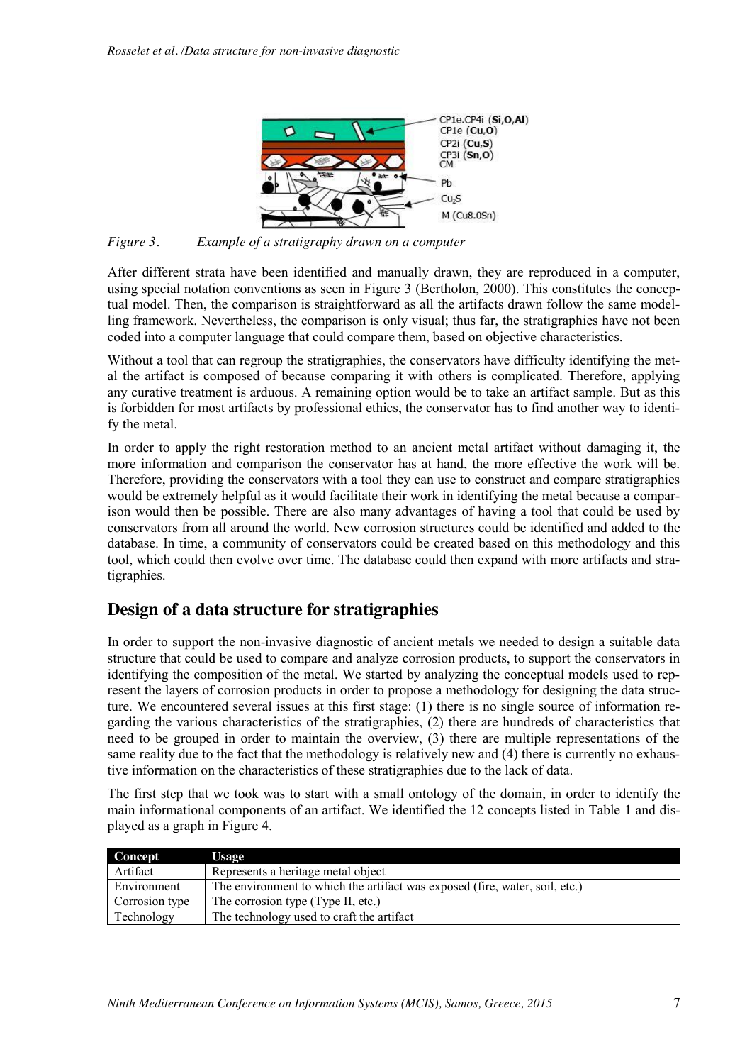*Figure 3. Example of a stratigraphy drawn on a computer*

After different strata have been identified and manually drawn, they are reproduced in a computer, using special notation conventions as seen in Figure 3 (Bertholon, 2000). This constitutes the conceptual model. Then, the comparison is straightforward as all the artifacts drawn follow the same modelling framework. Nevertheless, the comparison is only visual; thus far, the stratigraphies have not been coded into a computer language that could compare them, based on objective characteristics.

Without a tool that can regroup the stratigraphies, the conservators have difficulty identifying the metal the artifact is composed of because comparing it with others is complicated. Therefore, applying any curative treatment is arduous. A remaining option would be to take an artifact sample. But as this is forbidden for most artifacts by professional ethics, the conservator has to find another way to identify the metal.

In order to apply the right restoration method to an ancient metal artifact without damaging it, the more information and comparison the conservator has at hand, the more effective the work will be. Therefore, providing the conservators with a tool they can use to construct and compare stratigraphies would be extremely helpful as it would facilitate their work in identifying the metal because a comparison would then be possible. There are also many advantages of having a tool that could be used by conservators from all around the world. New corrosion structures could be identified and added to the database. In time, a community of conservators could be created based on this methodology and this tool, which could then evolve over time. The database could then expand with more artifacts and stratigraphies.

## Design of a data structure for stratigraphies

In order to support the non-invasive diagnostic of ancient metals we needed to design a suitable data structure that could be used to compare and analyze corrosion products, to support the conservators in identifying the composition of the metal. We started by analyzing the conceptual models used to represent the layers of corrosion products in order to propose a methodology for designing the data structure. We encountered several issues at this first stage: (1) there is no single source of information regarding the various characteristics of the stratigraphies, (2) there are hundreds of characteristics that need to be grouped in order to maintain the overview, (3) there are multiple representations of the same reality due to the fact that the methodology is relatively new and (4) there is currently no exhaustive information on the characteristics of these stratigraphies due to the lack of data.

The first step that we took was to start with a small ontology of the domain, in order to identify the main informational components of an artifact. We identified the 12 concepts listed in Table 1 and displayed as a graph in Figure 4.

| Concept | Usage |
|---|---|
| Artifact | Represents a heritage metal object |
| Environment | The environment to which the artifact was exposed (fire, water, soil, etc.) |
| Corrosion type | The corrosion type (Type II, etc.) |
| Technology | The technology used to craft the artifact |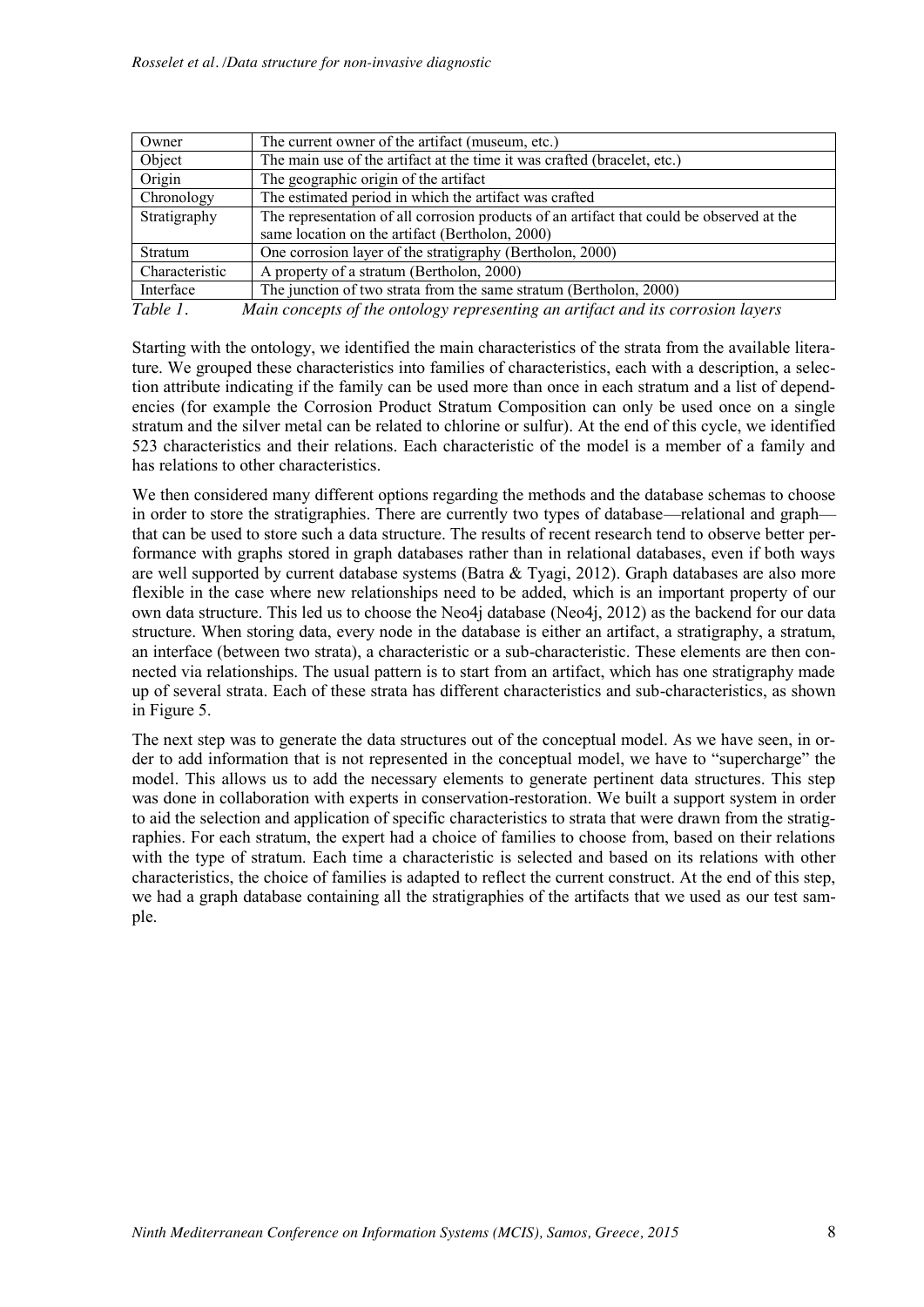| Owner | The current owner of the artifact (museum, etc.) |
|---|---|
| Object | The main use of the artifact at the time it was crafted (bracelet, etc.) |
| Origin | The geographic origin of the artifact |
| Chronology | The estimated period in which the artifact was crafted |
| Stratigraphy | The representation of all corrosion products of an artifact that could be observed at the same location on the artifact (Bertholon, 2000) |
| Stratum | One corrosion layer of the stratigraphy (Bertholon, 2000) |
| Characteristic | A property of a stratum (Bertholon, 2000) |
| Interface | The junction of two strata from the same stratum (Bertholon, 2000) |

*Table 1. Main concepts of the ontology representing an artifact and its corrosion layers*

Starting with the ontology, we identified the main characteristics of the strata from the available literature. We grouped these characteristics into families of characteristics, each with a description, a selection attribute indicating if the family can be used more than once in each stratum and a list of dependencies (for example the Corrosion Product Stratum Composition can only be used once on a single stratum and the silver metal can be related to chlorine or sulfur). At the end of this cycle, we identified 523 characteristics and their relations. Each characteristic of the model is a member of a family and has relations to other characteristics.

We then considered many different options regarding the methods and the database schemas to choose in order to store the stratigraphies. There are currently two types of database—relational and graph—that can be used to store such a data structure. The results of recent research tend to observe better performance with graphs stored in graph databases rather than in relational databases, even if both ways are well supported by current database systems (Batra & Tyagi, 2012). Graph databases are also more flexible in the case where new relationships need to be added, which is an important property of our own data structure. This led us to choose the Neo4j database (Neo4j, 2012) as the backend for our data structure. When storing data, every node in the database is either an artifact, a stratigraphy, a stratum, an interface (between two strata), a characteristic or a sub-characteristic. These elements are then connected via relationships. The usual pattern is to start from an artifact, which has one stratigraphy made up of several strata. Each of these strata has different characteristics and sub-characteristics, as shown in Figure 5.

The next step was to generate the data structures out of the conceptual model. As we have seen, in order to add information that is not represented in the conceptual model, we have to "supercharge" the model. This allows us to add the necessary elements to generate pertinent data structures. This step was done in collaboration with experts in conservation-restoration. We built a support system in order to aid the selection and application of specific characteristics to strata that were drawn from the stratigraphies. For each stratum, the expert had a choice of families to choose from, based on their relations with the type of stratum. Each time a characteristic is selected and based on its relations with other characteristics, the choice of families is adapted to reflect the current construct. At the end of this step, we had a graph database containing all the stratigraphies of the artifacts that we used as our test sample.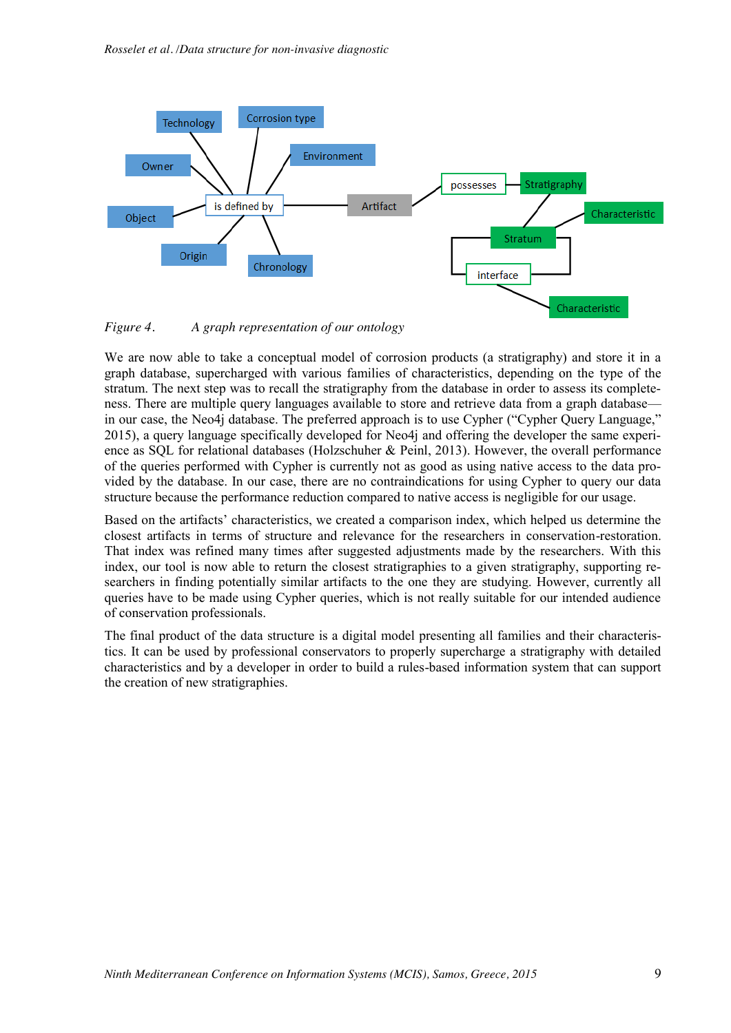*Figure 4. A graph representation of our ontology*

We are now able to take a conceptual model of corrosion products (a stratigraphy) and store it in a graph database, supercharged with various families of characteristics, depending on the type of the stratum. The next step was to recall the stratigraphy from the database in order to assess its completeness. There are multiple query languages available to store and retrieve data from a graph database—in our case, the Neo4j database. The preferred approach is to use Cypher ("Cypher Query Language," 2015), a query language specifically developed for Neo4j and offering the developer the same experience as SQL for relational databases (Holzschuher & Peinl, 2013). However, the overall performance of the queries performed with Cypher is currently not as good as using native access to the data provided by the database. In our case, there are no contraindications for using Cypher to query our data structure because the performance reduction compared to native access is negligible for our usage.

Based on the artifacts' characteristics, we created a comparison index, which helped us determine the closest artifacts in terms of structure and relevance for the researchers in conservation-restoration. That index was refined many times after suggested adjustments made by the researchers. With this index, our tool is now able to return the closest stratigraphies to a given stratigraphy, supporting researchers in finding potentially similar artifacts to the one they are studying. However, currently all queries have to be made using Cypher queries, which is not really suitable for our intended audience of conservation professionals.

The final product of the data structure is a digital model presenting all families and their characteristics. It can be used by professional conservators to properly supercharge a stratigraphy with detailed characteristics and by a developer in order to build a rules-based information system that can support the creation of new stratigraphies.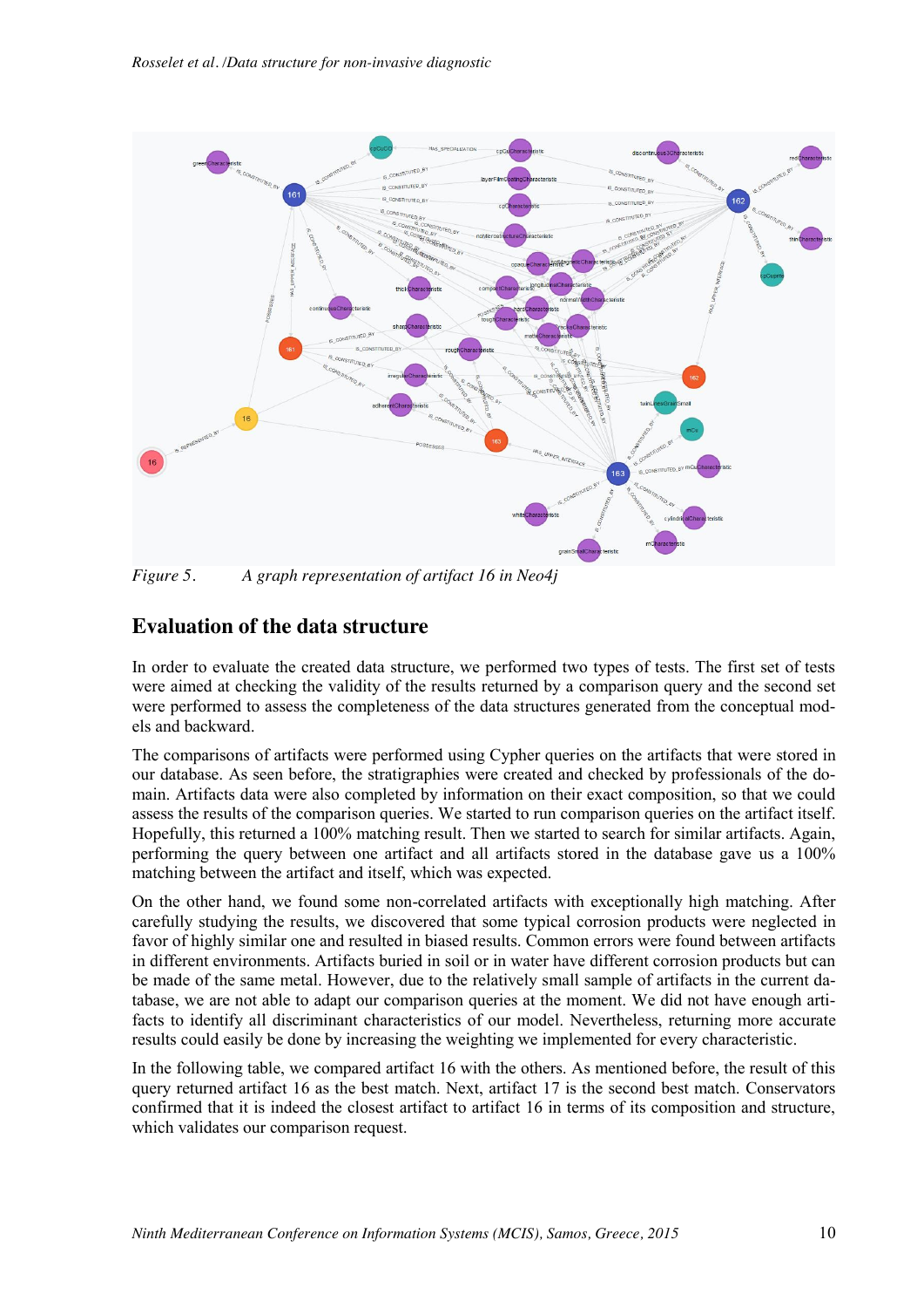Figure 5. A graph representation of artifact 16 in Neo4j

## Evaluation of the data structure

In order to evaluate the created data structure, we performed two types of tests. The first set of tests were aimed at checking the validity of the results returned by a comparison query and the second set were performed to assess the completeness of the data structures generated from the conceptual models and backward.

The comparisons of artifacts were performed using Cypher queries on the artifacts that were stored in our database. As seen before, the stratigraphies were created and checked by professionals of the domain. Artifacts data were also completed by information on their exact composition, so that we could assess the results of the comparison queries. We started to run comparison queries on the artifact itself. Hopefully, this returned a 100% matching result. Then we started to search for similar artifacts. Again, performing the query between one artifact and all artifacts stored in the database gave us a 100% matching between the artifact and itself, which was expected.

On the other hand, we found some non-correlated artifacts with exceptionally high matching. After carefully studying the results, we discovered that some typical corrosion products were neglected in favor of highly similar one and resulted in biased results. Common errors were found between artifacts in different environments. Artifacts buried in soil or in water have different corrosion products but can be made of the same metal. However, due to the relatively small sample of artifacts in the current database, we are not able to adapt our comparison queries at the moment. We did not have enough artifacts to identify all discriminant characteristics of our model. Nevertheless, returning more accurate results could easily be done by increasing the weighting we implemented for every characteristic.

In the following table, we compared artifact 16 with the others. As mentioned before, the result of this query returned artifact 16 as the best match. Next, artifact 17 is the second best match. Conservators confirmed that it is indeed the closest artifact to artifact 16 in terms of its composition and structure, which validates our comparison request.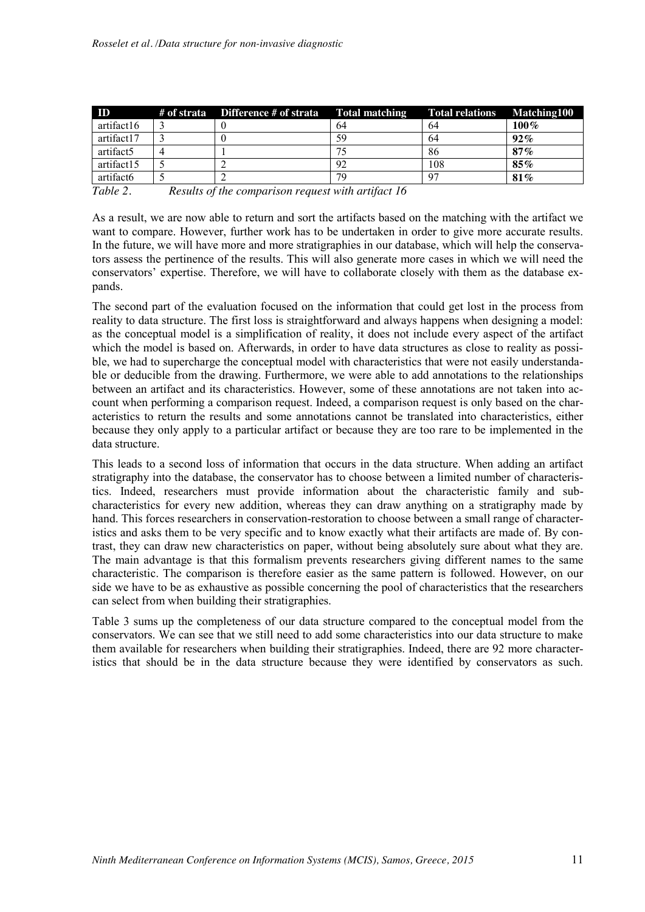| ID | # of strata | Difference # of strata | Total matching | Total relations | Matching100 |
|---|---|---|---|---|---|
| artifact16 | 3 | 0 | 64 | 64 | **100%** |
| artifact17 | 3 | 0 | 59 | 64 | **92%** |
| artifact5 | 4 | 1 | 75 | 86 | **87%** |
| artifact15 | 5 | 2 | 92 | 108 | **85%** |
| artifact6 | 5 | 2 | 79 | 97 | **81%** |

*Table 2. Results of the comparison request with artifact 16*

As a result, we are now able to return and sort the artifacts based on the matching with the artifact we want to compare. However, further work has to be undertaken in order to give more accurate results. In the future, we will have more and more stratigraphies in our database, which will help the conservators assess the pertinence of the results. This will also generate more cases in which we will need the conservators' expertise. Therefore, we will have to collaborate closely with them as the database expands.

The second part of the evaluation focused on the information that could get lost in the process from reality to data structure. The first loss is straightforward and always happens when designing a model: as the conceptual model is a simplification of reality, it does not include every aspect of the artifact which the model is based on. Afterwards, in order to have data structures as close to reality as possible, we had to supercharge the conceptual model with characteristics that were not easily understandable or deducible from the drawing. Furthermore, we were able to add annotations to the relationships between an artifact and its characteristics. However, some of these annotations are not taken into account when performing a comparison request. Indeed, a comparison request is only based on the characteristics to return the results and some annotations cannot be translated into characteristics, either because they only apply to a particular artifact or because they are too rare to be implemented in the data structure.

This leads to a second loss of information that occurs in the data structure. When adding an artifact stratigraphy into the database, the conservator has to choose between a limited number of characteristics. Indeed, researchers must provide information about the characteristic family and sub-characteristics for every new addition, whereas they can draw anything on a stratigraphy made by hand. This forces researchers in conservation-restoration to choose between a small range of characteristics and asks them to be very specific and to know exactly what their artifacts are made of. By contrast, they can draw new characteristics on paper, without being absolutely sure about what they are. The main advantage is that this formalism prevents researchers giving different names to the same characteristic. The comparison is therefore easier as the same pattern is followed. However, on our side we have to be as exhaustive as possible concerning the pool of characteristics that the researchers can select from when building their stratigraphies.

Table 3 sums up the completeness of our data structure compared to the conceptual model from the conservators. We can see that we still need to add some characteristics into our data structure to make them available for researchers when building their stratigraphies. Indeed, there are 92 more characteristics that should be in the data structure because they were identified by conservators as such.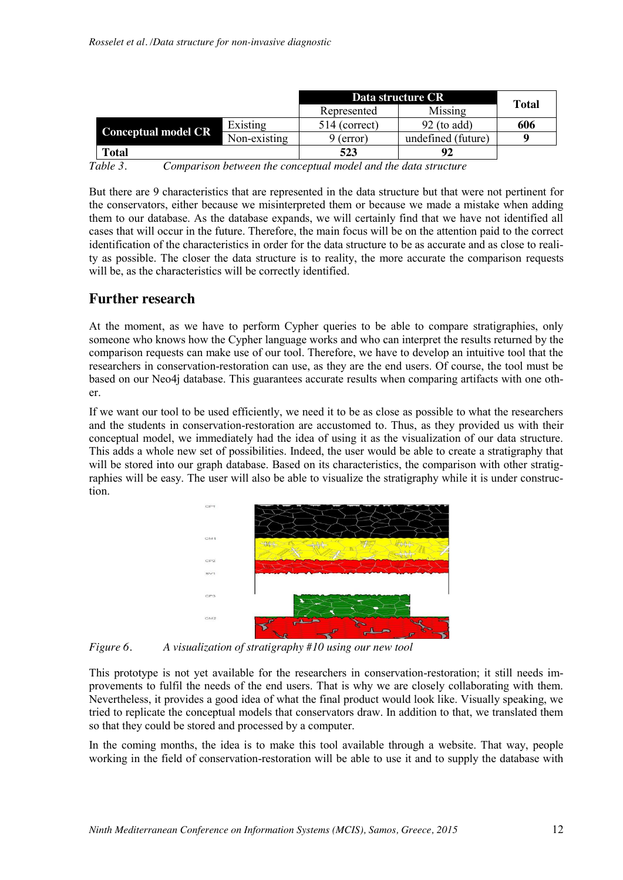| | | Data structure CR | | Total |
|---|---|---|---|---|
| | | Represented | Missing | |
| **Conceptual model CR** | Existing | 514 (correct) | 92 (to add) | **606** |
| | Non-existing | 9 (error) | undefined (future) | **9** |
| **Total** | | **523** | **92** | |

*Table 3. Comparison between the conceptual model and the data structure*

But there are 9 characteristics that are represented in the data structure but that were not pertinent for the conservators, either because we misinterpreted them or because we made a mistake when adding them to our database. As the database expands, we will certainly find that we have not identified all cases that will occur in the future. Therefore, the main focus will be on the attention paid to the correct identification of the characteristics in order for the data structure to be as accurate and as close to reality as possible. The closer the data structure is to reality, the more accurate the comparison requests will be, as the characteristics will be correctly identified.

## Further research

At the moment, as we have to perform Cypher queries to be able to compare stratigraphies, only someone who knows how the Cypher language works and who can interpret the results returned by the comparison requests can make use of our tool. Therefore, we have to develop an intuitive tool that the researchers in conservation-restoration can use, as they are the end users. Of course, the tool must be based on our Neo4j database. This guarantees accurate results when comparing artifacts with one other.

If we want our tool to be used efficiently, we need it to be as close as possible to what the researchers and the students in conservation-restoration are accustomed to. Thus, as they provided us with their conceptual model, we immediately had the idea of using it as the visualization of our data structure. This adds a whole new set of possibilities. Indeed, the user would be able to create a stratigraphy that will be stored into our graph database. Based on its characteristics, the comparison with other stratigraphies will be easy. The user will also be able to visualize the stratigraphy while it is under construction.

*Figure 6. A visualization of stratigraphy #10 using our new tool*

This prototype is not yet available for the researchers in conservation-restoration; it still needs improvements to fulfil the needs of the end users. That is why we are closely collaborating with them. Nevertheless, it provides a good idea of what the final product would look like. Visually speaking, we tried to replicate the conceptual models that conservators draw. In addition to that, we translated them so that they could be stored and processed by a computer.

In the coming months, the idea is to make this tool available through a website. That way, people working in the field of conservation-restoration will be able to use it and to supply the database with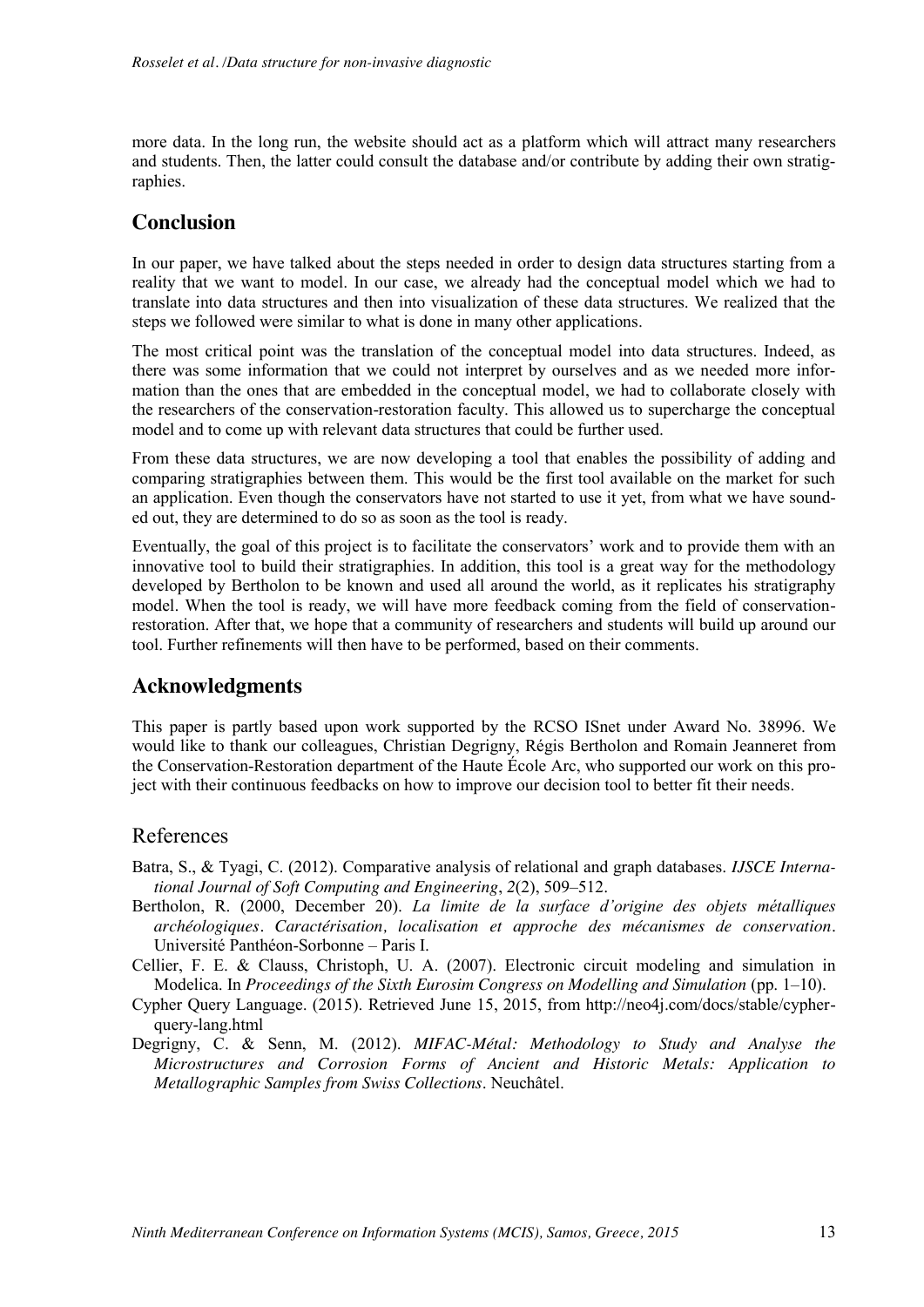more data. In the long run, the website should act as a platform which will attract many researchers and students. Then, the latter could consult the database and/or contribute by adding their own stratigraphies.

## Conclusion

In our paper, we have talked about the steps needed in order to design data structures starting from a reality that we want to model. In our case, we already had the conceptual model which we had to translate into data structures and then into visualization of these data structures. We realized that the steps we followed were similar to what is done in many other applications.

The most critical point was the translation of the conceptual model into data structures. Indeed, as there was some information that we could not interpret by ourselves and as we needed more information than the ones that are embedded in the conceptual model, we had to collaborate closely with the researchers of the conservation-restoration faculty. This allowed us to supercharge the conceptual model and to come up with relevant data structures that could be further used.

From these data structures, we are now developing a tool that enables the possibility of adding and comparing stratigraphies between them. This would be the first tool available on the market for such an application. Even though the conservators have not started to use it yet, from what we have sounded out, they are determined to do so as soon as the tool is ready.

Eventually, the goal of this project is to facilitate the conservators' work and to provide them with an innovative tool to build their stratigraphies. In addition, this tool is a great way for the methodology developed by Bertholon to be known and used all around the world, as it replicates his stratigraphy model. When the tool is ready, we will have more feedback coming from the field of conservation-restoration. After that, we hope that a community of researchers and students will build up around our tool. Further refinements will then have to be performed, based on their comments.

## Acknowledgments

This paper is partly based upon work supported by the RCSO ISnet under Award No. 38996. We would like to thank our colleagues, Christian Degrigny, Régis Bertholon and Romain Jeanneret from the Conservation-Restoration department of the Haute École Arc, who supported our work on this project with their continuous feedbacks on how to improve our decision tool to better fit their needs.

## References

Batra, S., & Tyagi, C. (2012). Comparative analysis of relational and graph databases. *IJSCE International Journal of Soft Computing and Engineering*, *2*(2), 509–512.

Bertholon, R. (2000, December 20). *La limite de la surface d'origine des objets métalliques archéologiques. Caractérisation, localisation et approche des mécanismes de conservation*. Université Panthéon-Sorbonne – Paris I.

Cellier, F. E. & Clauss, Christoph, U. A. (2007). Electronic circuit modeling and simulation in Modelica. In *Proceedings of the Sixth Eurosim Congress on Modelling and Simulation* (pp. 1–10).

Cypher Query Language. (2015). Retrieved June 15, 2015, from http://neo4j.com/docs/stable/cypher-query-lang.html

Degrigny, C. & Senn, M. (2012). *MIFAC-Métal: Methodology to Study and Analyse the Microstructures and Corrosion Forms of Ancient and Historic Metals: Application to Metallographic Samples from Swiss Collections*. Neuchâtel.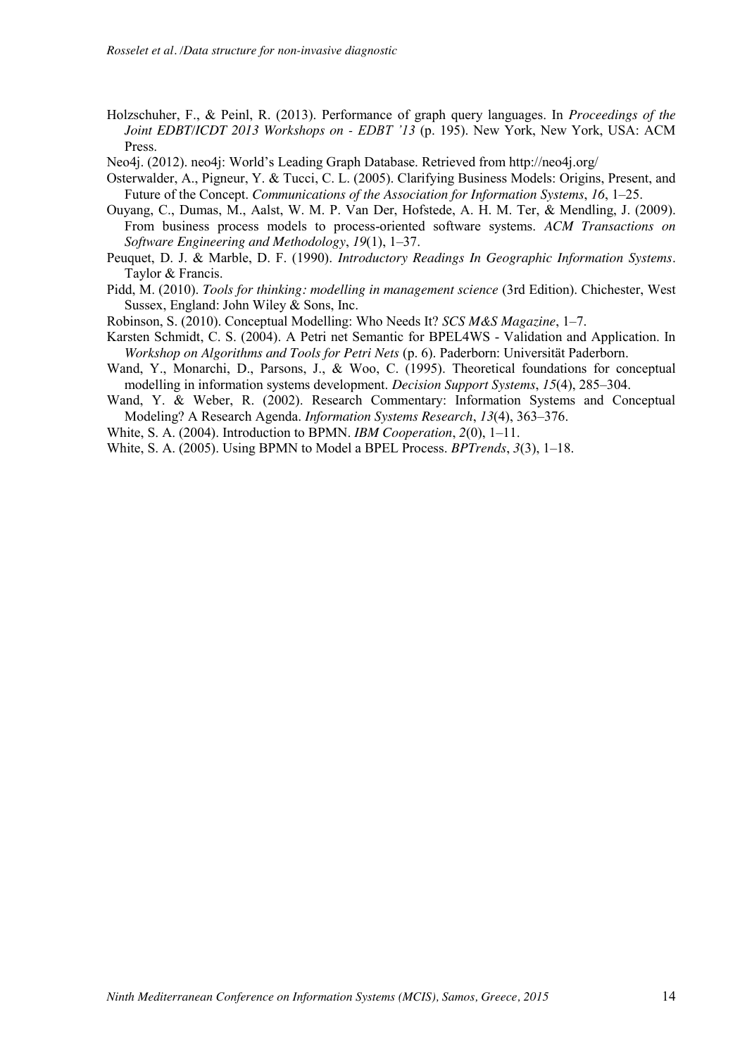Holzschuher, F., & Peinl, R. (2013). Performance of graph query languages. In *Proceedings of the Joint EDBT/ICDT 2013 Workshops on - EDBT '13* (p. 195). New York, New York, USA: ACM Press.

Neo4j. (2012). neo4j: World's Leading Graph Database. Retrieved from http://neo4j.org/

Osterwalder, A., Pigneur, Y. & Tucci, C. L. (2005). Clarifying Business Models: Origins, Present, and Future of the Concept. *Communications of the Association for Information Systems*, *16*, 1–25.

Ouyang, C., Dumas, M., Aalst, W. M. P. Van Der, Hofstede, A. H. M. Ter, & Mendling, J. (2009). From business process models to process-oriented software systems. *ACM Transactions on Software Engineering and Methodology*, *19*(1), 1–37.

Peuquet, D. J. & Marble, D. F. (1990). *Introductory Readings In Geographic Information Systems*. Taylor & Francis.

Pidd, M. (2010). *Tools for thinking: modelling in management science* (3rd Edition). Chichester, West Sussex, England: John Wiley & Sons, Inc.

Robinson, S. (2010). Conceptual Modelling: Who Needs It? *SCS M&S Magazine*, 1–7.

Karsten Schmidt, C. S. (2004). A Petri net Semantic for BPEL4WS - Validation and Application. In *Workshop on Algorithms and Tools for Petri Nets* (p. 6). Paderborn: Universität Paderborn.

Wand, Y., Monarchi, D., Parsons, J., & Woo, C. (1995). Theoretical foundations for conceptual modelling in information systems development. *Decision Support Systems*, *15*(4), 285–304.

Wand, Y. & Weber, R. (2002). Research Commentary: Information Systems and Conceptual Modeling? A Research Agenda. *Information Systems Research*, *13*(4), 363–376.

White, S. A. (2004). Introduction to BPMN. *IBM Cooperation*, *2*(0), 1–11.

White, S. A. (2005). Using BPMN to Model a BPEL Process. *BPTrends*, *3*(3), 1–18.